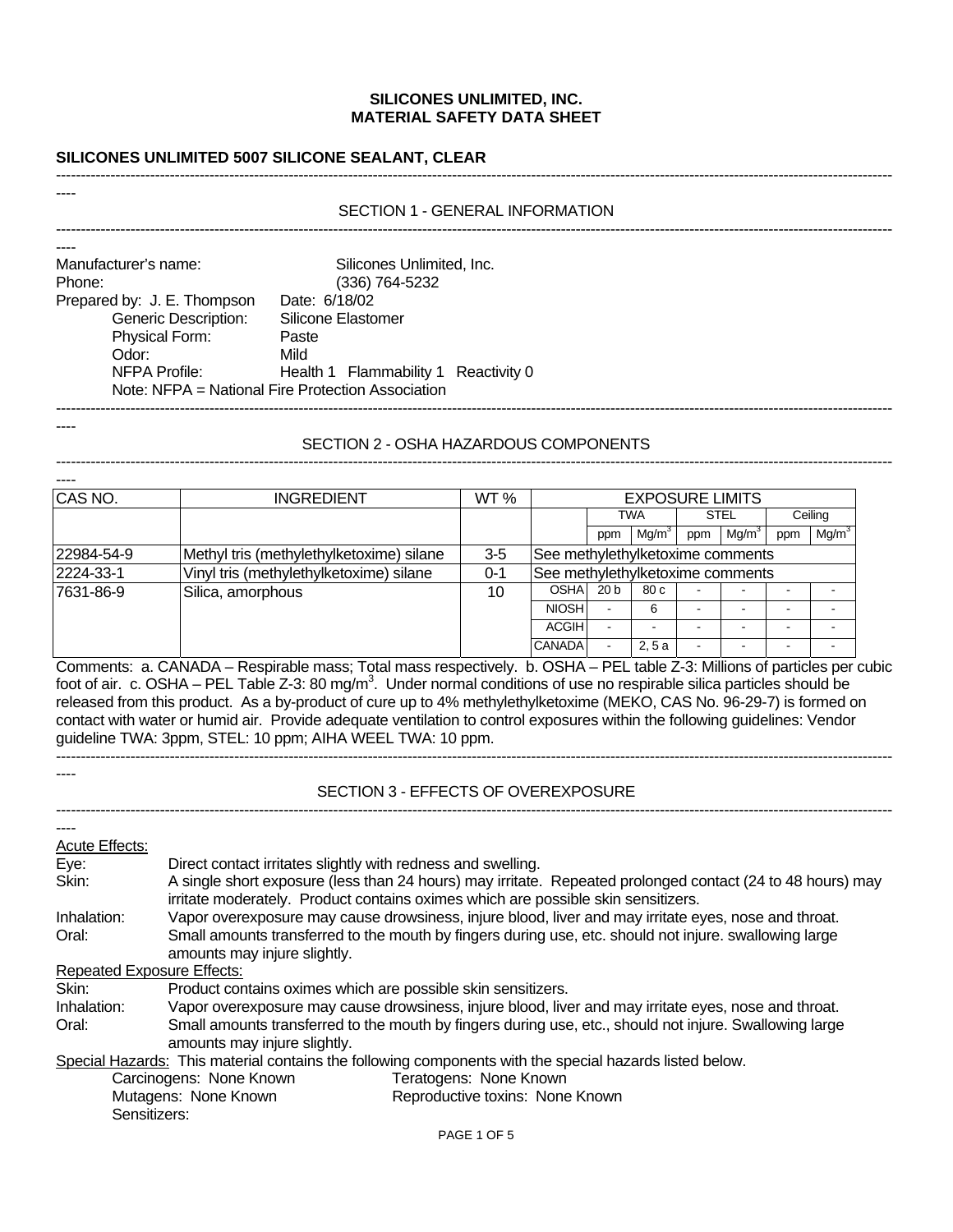# SILICONES UNLIMITED, INC.
# MATERIAL SAFETY DATA SHEET

## SILICONES UNLIMITED 5007 SILICONE SEALANT, CLEAR

## SECTION 1 - GENERAL INFORMATION

Manufacturer's name: Silicones Unlimited, Inc.
Phone: (336) 764-5232
Prepared by: J. E. Thompson Date: 6/18/02
Generic Description: Silicone Elastomer
Physical Form: Paste
Odor: Mild
NFPA Profile: Health 1 Flammability 1 Reactivity 0
Note: NFPA = National Fire Protection Association

## SECTION 2 - OSHA HAZARDOUS COMPONENTS

| CAS NO. | INGREDIENT | WT % | EXPOSURE LIMITS | | | | | | |
|---|---|---|---|---|---|---|---|---|---|
| | | | | TWA | | STEL | | Ceiling | |
| | | | | ppm | $Mg/m^3$ | ppm | $Mg/m^3$ | ppm | $Mg/m^3$ |
| 22984-54-9 | Methyl tris (methylethylketoxime) silane | 3-5 | See methylethylketoxime comments | | | | | | |
| 2224-33-1 | Vinyl tris (methylethylketoxime) silane | 0-1 | See methylethylketoxime comments | | | | | | |
| 7631-86-9 | Silica, amorphous | 10 | OSHA | 20 b | 80 c | - | - | - | - |
| | | | NIOSH | - | 6 | - | - | - | - |
| | | | ACGIH | - | - | - | - | - | - |
| | | | CANADA | - | 2, 5 a | - | - | - | - |

Comments: a. CANADA – Respirable mass; Total mass respectively. b. OSHA – PEL table Z-3: Millions of particles per cubic foot of air. c. OSHA – PEL Table Z-3: 80 $mg/m^3$. Under normal conditions of use no respirable silica particles should be released from this product. As a by-product of cure up to 4% methylethylketoxime (MEKO, CAS No. 96-29-7) is formed on contact with water or humid air. Provide adequate ventilation to control exposures within the following guidelines: Vendor guideline TWA: 3ppm, STEL: 10 ppm; AIHA WEEL TWA: 10 ppm.

## SECTION 3 - EFFECTS OF OVEREXPOSURE

Acute Effects:

Eye: Direct contact irritates slightly with redness and swelling.

Skin: A single short exposure (less than 24 hours) may irritate. Repeated prolonged contact (24 to 48 hours) may irritate moderately. Product contains oximes which are possible skin sensitizers.

Inhalation: Vapor overexposure may cause drowsiness, injure blood, liver and may irritate eyes, nose and throat.

Oral: Small amounts transferred to the mouth by fingers during use, etc. should not injure. swallowing large amounts may injure slightly.

Repeated Exposure Effects:

Skin: Product contains oximes which are possible skin sensitizers.

Inhalation: Vapor overexposure may cause drowsiness, injure blood, liver and may irritate eyes, nose and throat.

Oral: Small amounts transferred to the mouth by fingers during use, etc., should not injure. Swallowing large amounts may injure slightly.

Special Hazards: This material contains the following components with the special hazards listed below.

Carcinogens: None Known
Teratogens: None Known
Mutagens: None Known
Reproductive toxins: None Known
Sensitizers: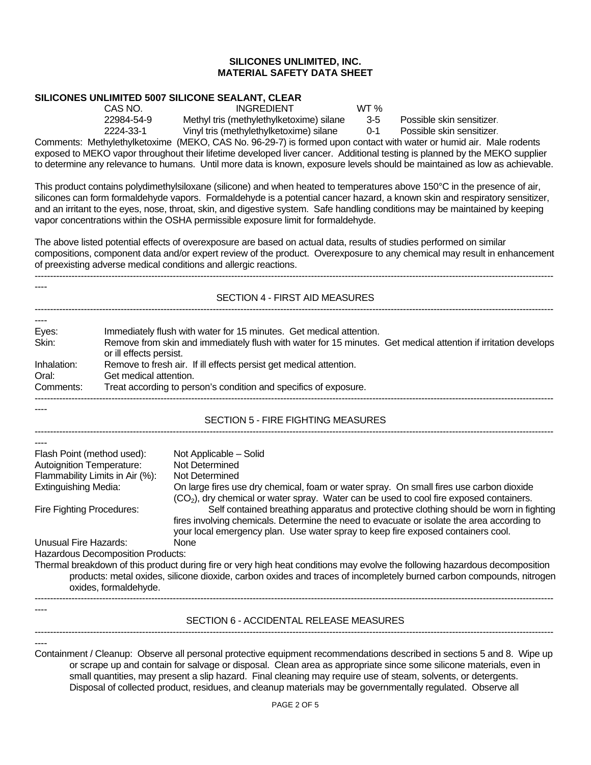**SILICONES UNLIMITED, INC.**
**MATERIAL SAFETY DATA SHEET**

**SILICONES UNLIMITED 5007 SILICONE SEALANT, CLEAR**

| CAS NO. | INGREDIENT | WT % | |
|---|---|---|---|
| 22984-54-9 | Methyl tris (methylethylketoxime) silane | 3-5 | Possible skin sensitizer. |
| 2224-33-1 | Vinyl tris (methylethylketoxime) silane | 0-1 | Possible skin sensitizer. |

Comments: Methylethylketoxime (MEKO, CAS No. 96-29-7) is formed upon contact with water or humid air. Male rodents exposed to MEKO vapor throughout their lifetime developed liver cancer. Additional testing is planned by the MEKO supplier to determine any relevance to humans. Until more data is known, exposure levels should be maintained as low as achievable.

This product contains polydimethylsiloxane (silicone) and when heated to temperatures above 150°C in the presence of air, silicones can form formaldehyde vapors. Formaldehyde is a potential cancer hazard, a known skin and respiratory sensitizer, and an irritant to the eyes, nose, throat, skin, and digestive system. Safe handling conditions may be maintained by keeping vapor concentrations within the OSHA permissible exposure limit for formaldehyde.

The above listed potential effects of overexposure are based on actual data, results of studies performed on similar compositions, component data and/or expert review of the product. Overexposure to any chemical may result in enhancement of preexisting adverse medical conditions and allergic reactions.

---

## SECTION 4 - FIRST AID MEASURES

---

Eyes: Immediately flush with water for 15 minutes. Get medical attention.

Skin: Remove from skin and immediately flush with water for 15 minutes. Get medical attention if irritation develops or ill effects persist.

Inhalation: Remove to fresh air. If ill effects persist get medical attention.

Oral: Get medical attention.

Comments: Treat according to person's condition and specifics of exposure.

---

## SECTION 5 - FIRE FIGHTING MEASURES

---

Flash Point (method used): Not Applicable – Solid

Autoignition Temperature: Not Determined

Flammability Limits in Air (%): Not Determined

Extinguishing Media: On large fires use dry chemical, foam or water spray. On small fires use carbon dioxide ($CO_2$), dry chemical or water spray. Water can be used to cool fire exposed containers.

Fire Fighting Procedures: Self contained breathing apparatus and protective clothing should be worn in fighting fires involving chemicals. Determine the need to evacuate or isolate the area according to your local emergency plan. Use water spray to keep fire exposed containers cool.

Unusual Fire Hazards: None

Hazardous Decomposition Products:

Thermal breakdown of this product during fire or very high heat conditions may evolve the following hazardous decomposition products: metal oxides, silicone dioxide, carbon oxides and traces of incompletely burned carbon compounds, nitrogen oxides, formaldehyde.

---

## SECTION 6 - ACCIDENTAL RELEASE MEASURES

---

Containment / Cleanup: Observe all personal protective equipment recommendations described in sections 5 and 8. Wipe up or scrape up and contain for salvage or disposal. Clean area as appropriate since some silicone materials, even in small quantities, may present a slip hazard. Final cleaning may require use of steam, solvents, or detergents. Disposal of collected product, residues, and cleanup materials may be governmentally regulated. Observe all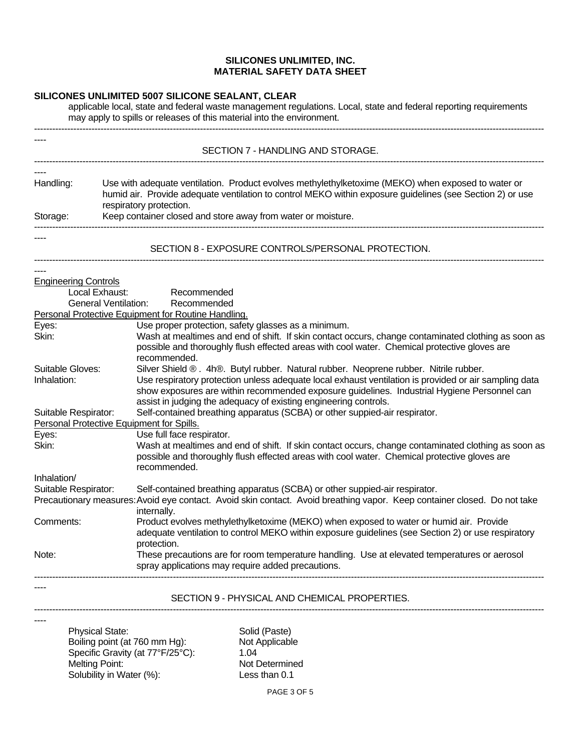**SILICONES UNLIMITED, INC.**
**MATERIAL SAFETY DATA SHEET**

**SILICONES UNLIMITED 5007 SILICONE SEALANT, CLEAR**

applicable local, state and federal waste management regulations. Local, state and federal reporting requirements may apply to spills or releases of this material into the environment.

---

## SECTION 7 - HANDLING AND STORAGE.

---

Handling: Use with adequate ventilation. Product evolves methylethylketoxime (MEKO) when exposed to water or humid air. Provide adequate ventilation to control MEKO within exposure guidelines (see Section 2) or use respiratory protection.

Storage: Keep container closed and store away from water or moisture.

---

## SECTION 8 - EXPOSURE CONTROLS/PERSONAL PROTECTION.

---

Engineering Controls

- Local Exhaust: Recommended
- General Ventilation: Recommended

Personal Protective Equipment for Routine Handling.

Eyes: Use proper protection, safety glasses as a minimum.

Skin: Wash at mealtimes and end of shift. If skin contact occurs, change contaminated clothing as soon as possible and thoroughly flush effected areas with cool water. Chemical protective gloves are recommended.

Suitable Gloves: Silver Shield ® . 4h®. Butyl rubber. Natural rubber. Neoprene rubber. Nitrile rubber.

Inhalation: Use respiratory protection unless adequate local exhaust ventilation is provided or air sampling data show exposures are within recommended exposure guidelines. Industrial Hygiene Personnel can assist in judging the adequacy of existing engineering controls.

Suitable Respirator: Self-contained breathing apparatus (SCBA) or other suppied-air respirator.

Personal Protective Equipment for Spills.

Eyes: Use full face respirator.

Skin: Wash at mealtimes and end of shift. If skin contact occurs, change contaminated clothing as soon as possible and thoroughly flush effected areas with cool water. Chemical protective gloves are recommended.

Inhalation/
Suitable Respirator: Self-contained breathing apparatus (SCBA) or other suppied-air respirator.

Precautionary measures: Avoid eye contact. Avoid skin contact. Avoid breathing vapor. Keep container closed. Do not take internally.

Comments: Product evolves methylethylketoxime (MEKO) when exposed to water or humid air. Provide adequate ventilation to control MEKO within exposure guidelines (see Section 2) or use respiratory protection.

Note: These precautions are for room temperature handling. Use at elevated temperatures or aerosol spray applications may require added precautions.

---

## SECTION 9 - PHYSICAL AND CHEMICAL PROPERTIES.

---

| | |
|---|---|
| Physical State: | Solid (Paste) |
| Boiling point (at 760 mm Hg): | Not Applicable |
| Specific Gravity (at 77°F/25°C): | 1.04 |
| Melting Point: | Not Determined |
| Solubility in Water (%): | Less than 0.1 |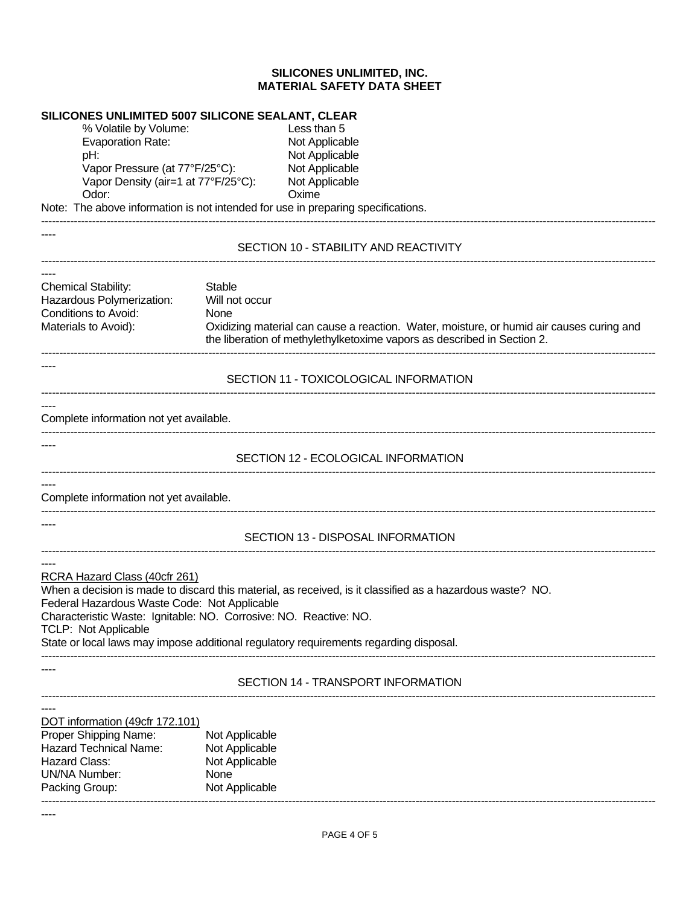**SILICONES UNLIMITED, INC.**
**MATERIAL SAFETY DATA SHEET**

**SILICONES UNLIMITED 5007 SILICONE SEALANT, CLEAR**

| | |
|---|---|
| % Volatile by Volume: | Less than 5 |
| Evaporation Rate: | Not Applicable |
| pH: | Not Applicable |
| Vapor Pressure (at 77°F/25°C): | Not Applicable |
| Vapor Density (air=1 at 77°F/25°C): | Not Applicable |
| Odor: | Oxime |

Note: The above information is not intended for use in preparing specifications.

---

## SECTION 10 - STABILITY AND REACTIVITY

---

| | |
|---|---|
| Chemical Stability: | Stable |
| Hazardous Polymerization: | Will not occur |
| Conditions to Avoid: | None |
| Materials to Avoid): | Oxidizing material can cause a reaction. Water, moisture, or humid air causes curing and the liberation of methylethylketoxime vapors as described in Section 2. |

---

## SECTION 11 - TOXICOLOGICAL INFORMATION

---

Complete information not yet available.

---

## SECTION 12 - ECOLOGICAL INFORMATION

---

Complete information not yet available.

---

## SECTION 13 - DISPOSAL INFORMATION

---

RCRA Hazard Class (40cfr 261)

When a decision is made to discard this material, as received, is it classified as a hazardous waste? NO.

Federal Hazardous Waste Code: Not Applicable

Characteristic Waste: Ignitable: NO. Corrosive: NO. Reactive: NO.

TCLP: Not Applicable

State or local laws may impose additional regulatory requirements regarding disposal.

---

## SECTION 14 - TRANSPORT INFORMATION

---

DOT information (49cfr 172.101)

| | |
|---|---|
| Proper Shipping Name: | Not Applicable |
| Hazard Technical Name: | Not Applicable |
| Hazard Class: | Not Applicable |
| UN/NA Number: | None |
| Packing Group: | Not Applicable |

---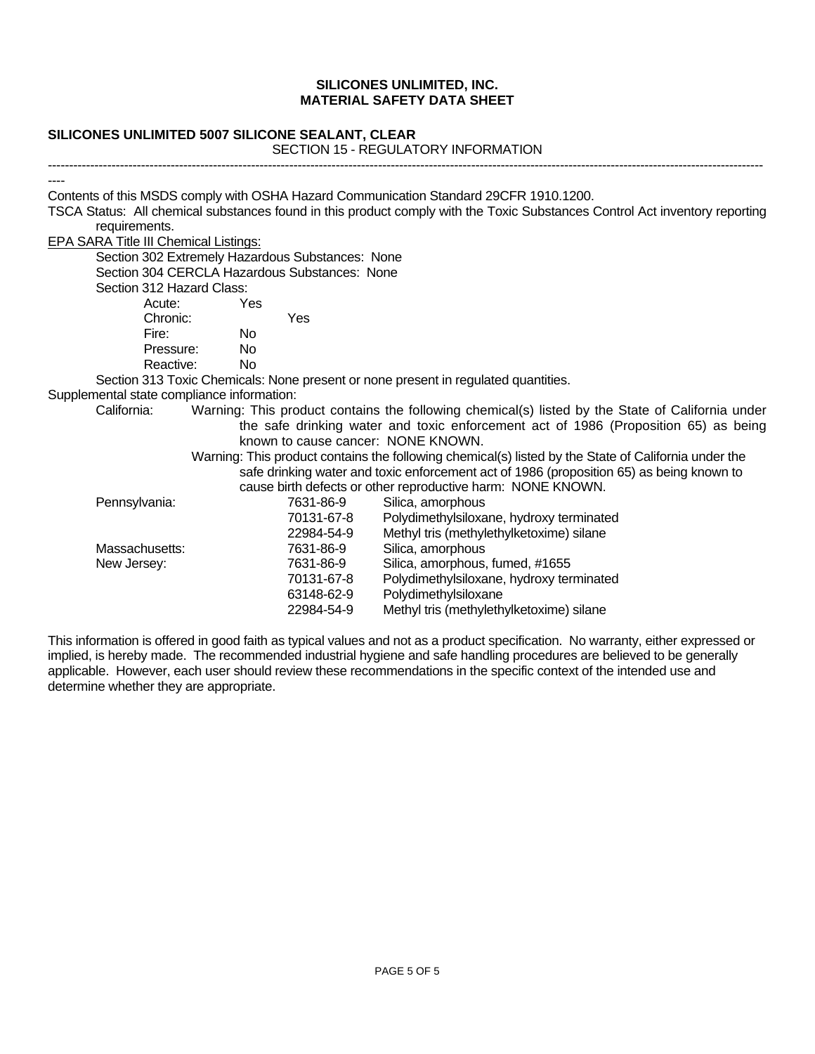**SILICONES UNLIMITED, INC.**
**MATERIAL SAFETY DATA SHEET**

**SILICONES UNLIMITED 5007 SILICONE SEALANT, CLEAR**

SECTION 15 - REGULATORY INFORMATION

---

Contents of this MSDS comply with OSHA Hazard Communication Standard 29CFR 1910.1200.

TSCA Status: All chemical substances found in this product comply with the Toxic Substances Control Act inventory reporting requirements.

EPA SARA Title III Chemical Listings:

Section 302 Extremely Hazardous Substances: None

Section 304 CERCLA Hazardous Substances: None

Section 312 Hazard Class:

| | |
|---|---|
| Acute: | Yes |
| Chronic: | Yes |
| Fire: | No |
| Pressure: | No |
| Reactive: | No |

Section 313 Toxic Chemicals: None present or none present in regulated quantities.

Supplemental state compliance information:

California: Warning: This product contains the following chemical(s) listed by the State of California under the safe drinking water and toxic enforcement act of 1986 (Proposition 65) as being known to cause cancer: NONE KNOWN.

Warning: This product contains the following chemical(s) listed by the State of California under the safe drinking water and toxic enforcement act of 1986 (proposition 65) as being known to cause birth defects or other reproductive harm: NONE KNOWN.

| | | |
|---|---|---|
| Pennsylvania: | 7631-86-9 | Silica, amorphous |
| | 70131-67-8 | Polydimethylsiloxane, hydroxy terminated |
| | 22984-54-9 | Methyl tris (methylethylketoxime) silane |
| Massachusetts: | 7631-86-9 | Silica, amorphous |
| New Jersey: | 7631-86-9 | Silica, amorphous, fumed, #1655 |
| | 70131-67-8 | Polydimethylsiloxane, hydroxy terminated |
| | 63148-62-9 | Polydimethylsiloxane |
| | 22984-54-9 | Methyl tris (methylethylketoxime) silane |

This information is offered in good faith as typical values and not as a product specification. No warranty, either expressed or implied, is hereby made. The recommended industrial hygiene and safe handling procedures are believed to be generally applicable. However, each user should review these recommendations in the specific context of the intended use and determine whether they are appropriate.